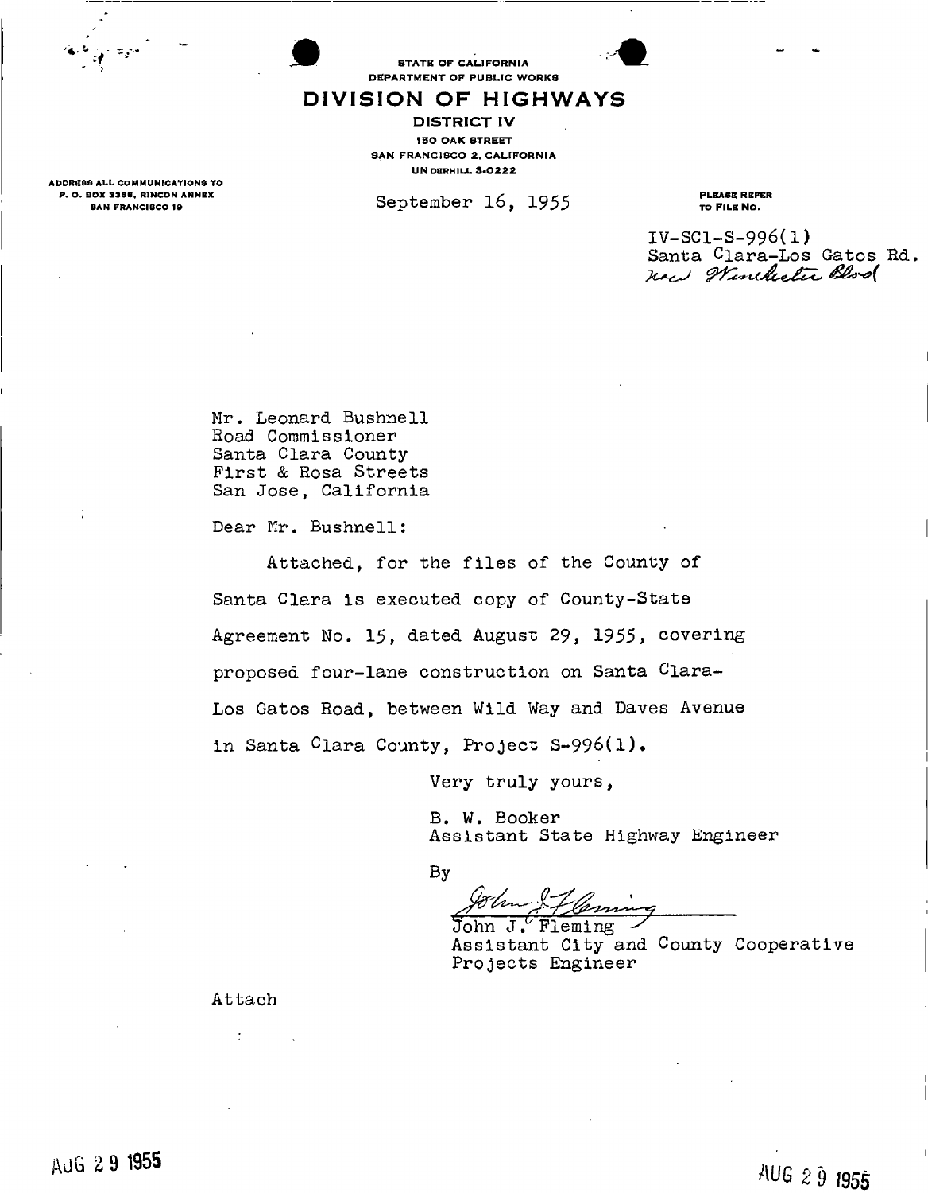STATE OF CALIFORNIA
DEPARTMENT OF PUBLIC WORKS

# DIVISION OF HIGHWAYS

**DISTRICT IV**
150 OAK STREET
SAN FRANCISCO 2, CALIFORNIA
UNDERHILL 3-0222

ADDRESS ALL COMMUNICATIONS TO
P. O. BOX 3366, RINCON ANNEX
SAN FRANCISCO 19

September 16, 1955

PLEASE REFER TO FILE NO.

IV-SCl-S-996(1)
Santa Clara-Los Gatos Rd.
*now Winchester Blvd*

Mr. Leonard Bushnell
Road Commissioner
Santa Clara County
First & Rosa Streets
San Jose, California

Dear Mr. Bushnell:

Attached, for the files of the County of Santa Clara is executed copy of County-State Agreement No. 15, dated August 29, 1955, covering proposed four-lane construction on Santa Clara-Los Gatos Road, between Wild Way and Daves Avenue in Santa Clara County, Project S-996(1).

Very truly yours,

B. W. Booker
Assistant State Highway Engineer

By

*John J. Fleming*
John J. Fleming
Assistant City and County Cooperative Projects Engineer

Attach

AUG 29 1955

AUG 29 1955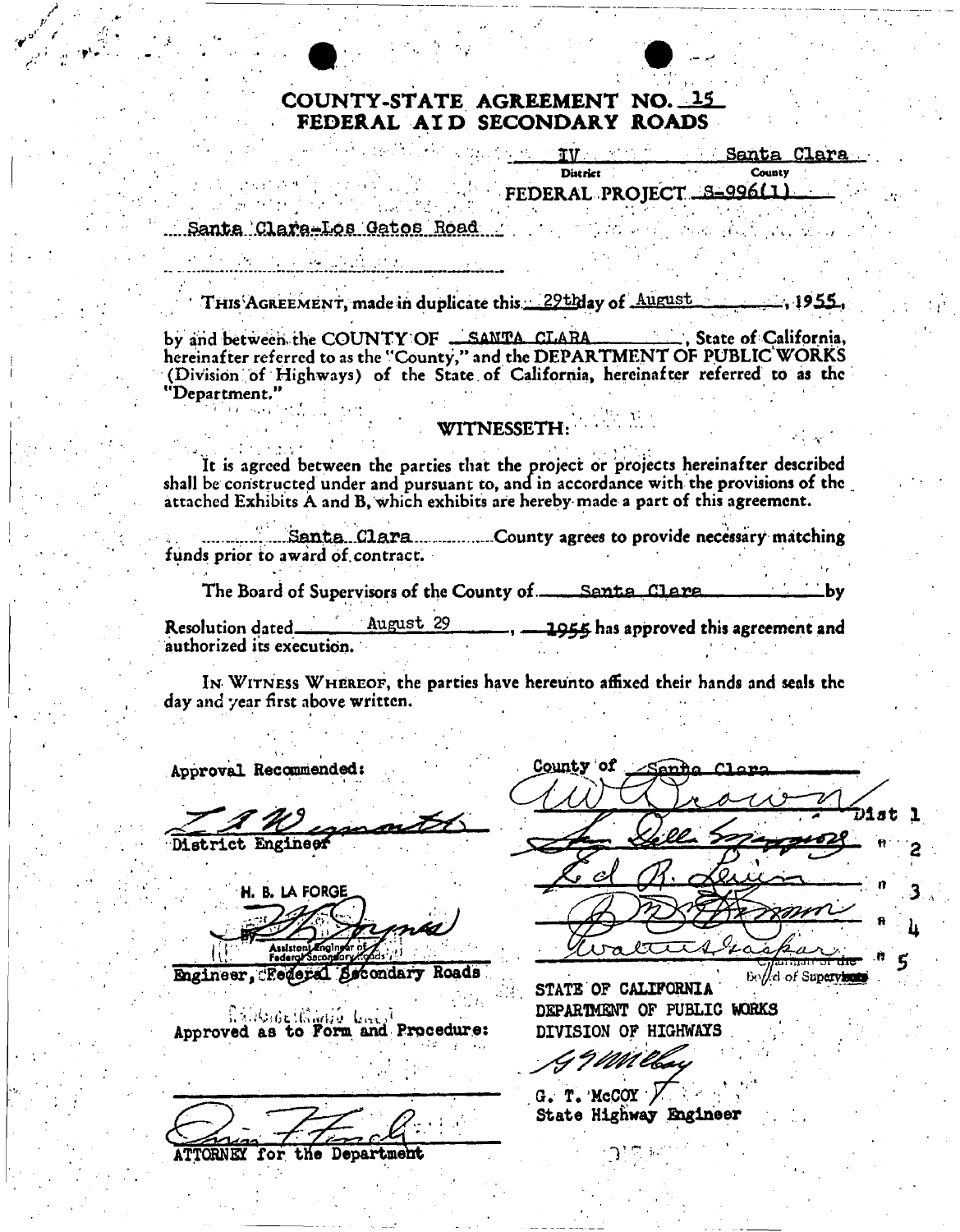# COUNTY-STATE AGREEMENT NO. 15
## FEDERAL AID SECONDARY ROADS

IV — District &nbsp;&nbsp;&nbsp;&nbsp; Santa Clara — County

FEDERAL PROJECT S-996(1)

Santa Clara-Los Gatos Road

THIS AGREEMENT, made in duplicate this 29th day of August, 1955, by and between the COUNTY OF SANTA CLARA, State of California, hereinafter referred to as the "County," and the DEPARTMENT OF PUBLIC WORKS (Division of Highways) of the State of California, hereinafter referred to as the "Department."

WITNESSETH:

It is agreed between the parties that the project or projects hereinafter described shall be constructed under and pursuant to, and in accordance with the provisions of the attached Exhibits A and B, which exhibits are hereby made a part of this agreement.

Santa Clara County agrees to provide necessary matching funds prior to award of contract.

The Board of Supervisors of the County of Santa Clara by Resolution dated August 29, 1955 has approved this agreement and authorized its execution.

IN WITNESS WHEREOF, the parties have hereunto affixed their hands and seals the day and year first above written.

Approval Recommended:

L. A. Weymouth
District Engineer

H. B. LA FORGE
By [signature]
Assistant Engineer of Federal Secondary Roads
Engineer, Federal Secondary Roads

Approved as to Form and Procedure:

[signature]
ATTORNEY for the Department

County of Santa Clara

[signature] Dist 1
[signature] " 2
Ed R. Levin " 3
[signature] " 4
Walter Gaspar " 5
Chairman of the Board of Supervisors

STATE OF CALIFORNIA
DEPARTMENT OF PUBLIC WORKS
DIVISION OF HIGHWAYS

[signature]
G. T. McCOY
State Highway Engineer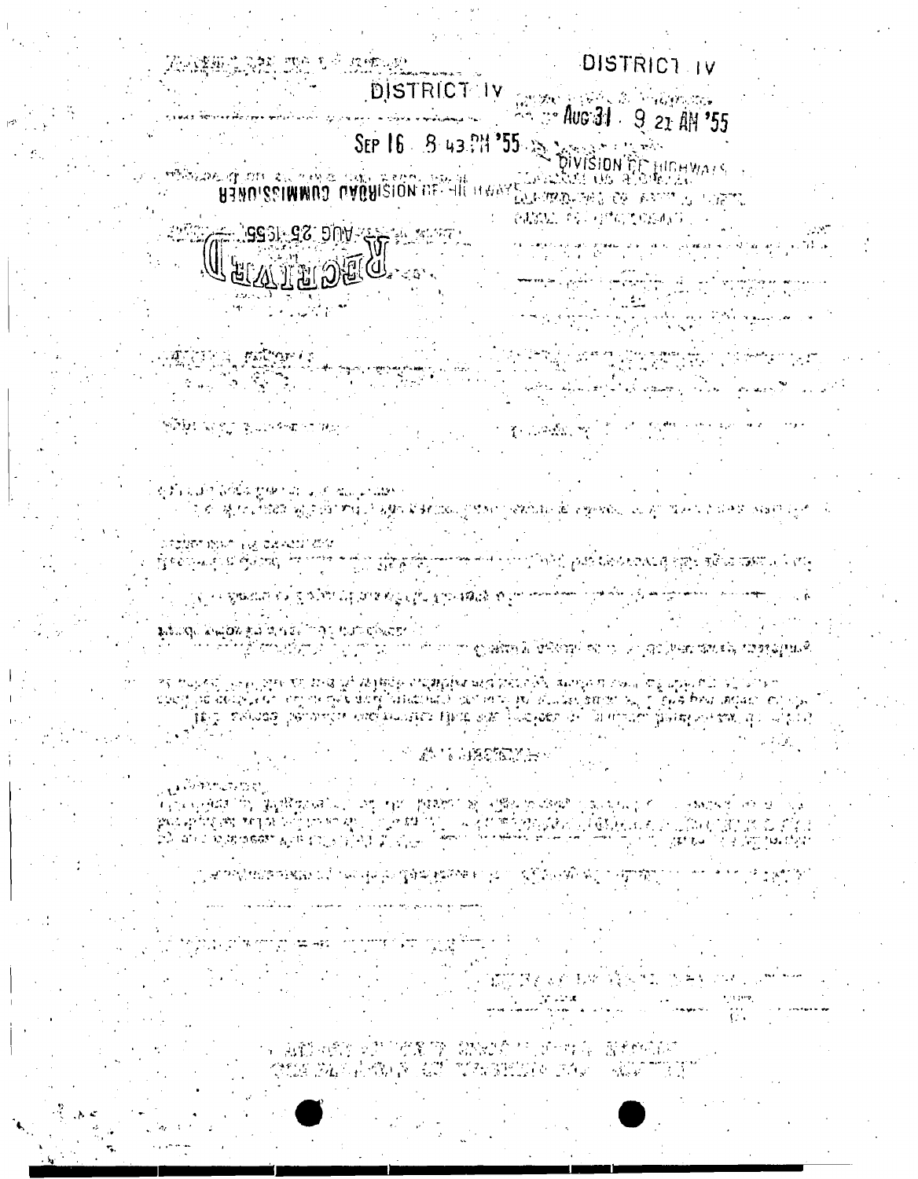DISTRICT IV

DISTRICT IV

AUG 31 9 21 AM '55

SEP 16 8 43 PM '55

DIVISION OF HIGHWAYS

DIVISION OF HIGHWAYS ROAD COMMISSIONER

AUG 25 1955

RECEIVED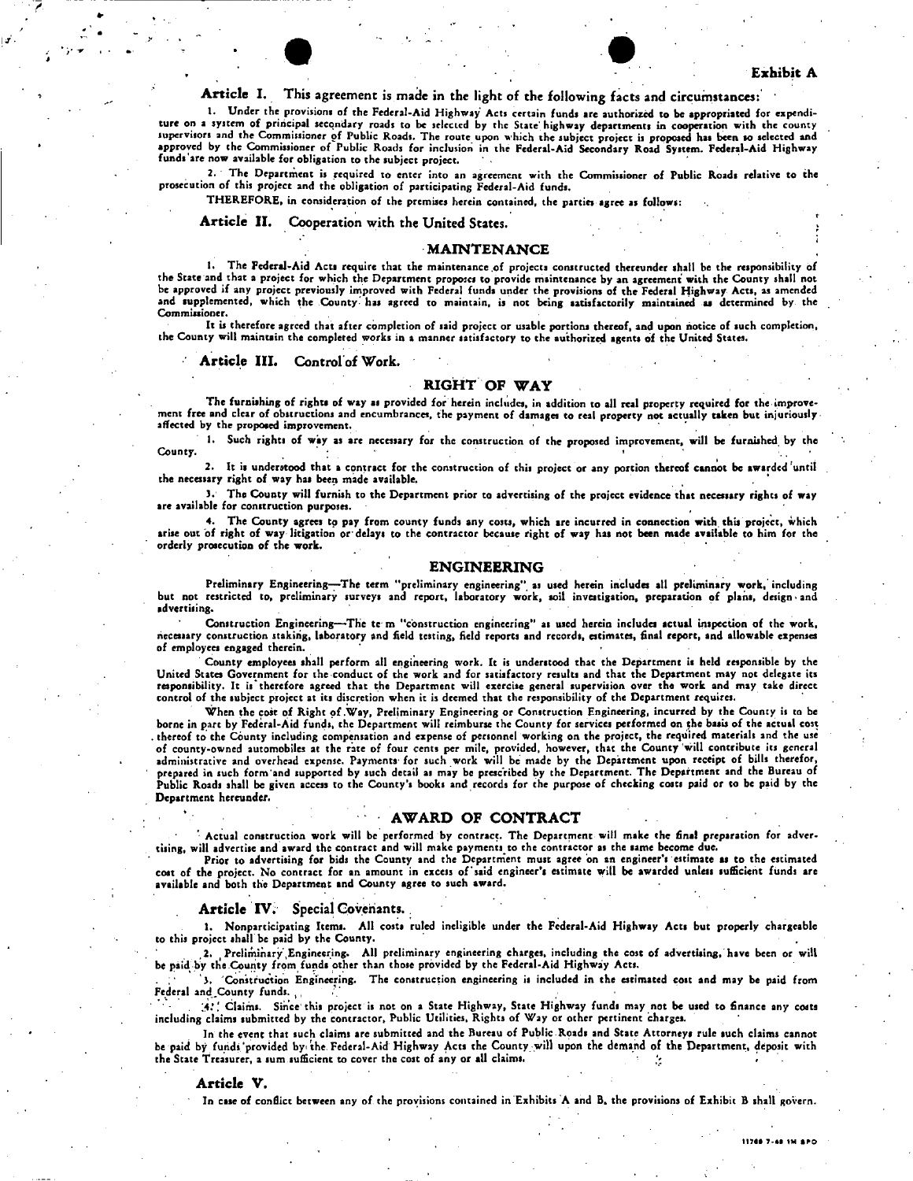**Exhibit A**

**Article I.** This agreement is made in the light of the following facts and circumstances:

1. Under the provisions of the Federal-Aid Highway Acts certain funds are authorized to be appropriated for expenditure on a system of principal secondary roads to be selected by the State highway departments in cooperation with the county supervisors and the Commissioner of Public Roads. The route upon which the subject project is proposed has been so selected and approved by the Commissioner of Public Roads for inclusion in the Federal-Aid Secondary Road System. Federal-Aid Highway funds are now available for obligation to the subject project.

2. The Department is required to enter into an agreement with the Commissioner of Public Roads relative to the prosecution of this project and the obligation of participating Federal-Aid funds.

THEREFORE, in consideration of the premises herein contained, the parties agree as follows:

**Article II.** Cooperation with the United States.

## MAINTENANCE

1. The Federal-Aid Acts require that the maintenance of projects constructed thereunder shall be the responsibility of the State and that a project for which the Department proposes to provide maintenance by an agreement with the County shall not be approved if any project previously improved with Federal funds under the provisions of the Federal Highway Acts, as amended and supplemented, which the County has agreed to maintain, is not being satisfactorily maintained as determined by the Commissioner.

It is therefore agreed that after completion of said project or usable portions thereof, and upon notice of such completion, the County will maintain the completed works in a manner satisfactory to the authorized agents of the United States.

**Article III.** Control of Work.

## RIGHT OF WAY

The furnishing of rights of way as provided for herein includes, in addition to all real property required for the improvement free and clear of obstructions and encumbrances, the payment of damages to real property not actually taken but injuriously affected by the proposed improvement.

1. Such rights of way as are necessary for the construction of the proposed improvement, will be furnished by the County.

2. It is understood that a contract for the construction of this project or any portion thereof cannot be awarded until the necessary right of way has been made available.

3. The County will furnish to the Department prior to advertising of the project evidence that necessary rights of way are available for construction purposes.

4. The County agrees to pay from county funds any costs, which are incurred in connection with this project, which arise out of right of way litigation or delays to the contractor because right of way has not been made available to him for the orderly prosecution of the work.

## ENGINEERING

Preliminary Engineering—The term "preliminary engineering" as used herein includes all preliminary work, including but not restricted to, preliminary surveys and report, laboratory work, soil investigation, preparation of plans, design and advertising.

Construction Engineering—The term "construction engineering" as used herein includes actual inspection of the work, necessary construction staking, laboratory and field testing, field reports and records, estimates, final report, and allowable expenses of employees engaged therein.

County employees shall perform all engineering work. It is understood that the Department is held responsible by the United States Government for the conduct of the work and for satisfactory results and that the Department may not delegate its responsibility. It is therefore agreed that the Department will exercise general supervision over the work and may take direct control of the subject project at its discretion when it is deemed that the responsibility of the Department requires.

When the cost of Right of Way, Preliminary Engineering or Construction Engineering, incurred by the County is to be borne in part by Federal-Aid funds, the Department will reimburse the County for services performed on the basis of the actual cost thereof to the County including compensation and expense of personnel working on the project, the required materials and the use of county-owned automobiles at the rate of four cents per mile, provided, however, that the County will contribute its general administrative and overhead expense. Payments for such work will be made by the Department upon receipt of bills therefor, prepared in such form and supported by such detail as may be prescribed by the Department. The Department and the Bureau of Public Roads shall be given access to the County's books and records for the purpose of checking costs paid or to be paid by the Department hereunder.

## AWARD OF CONTRACT

Actual construction work will be performed by contract. The Department will make the final preparation for advertising, will advertise and award the contract and will make payments to the contractor as the same become due.

Prior to advertising for bids the County and the Department must agree on an engineer's estimate as to the estimated cost of the project. No contract for an amount in excess of said engineer's estimate will be awarded unless sufficient funds are available and both the Department and County agree to such award.

**Article IV.** Special Covenants.

1. Nonparticipating Items. All costs ruled ineligible under the Federal-Aid Highway Acts but properly chargeable to this project shall be paid by the County.

2. Preliminary Engineering. All preliminary engineering charges, including the cost of advertising, have been or will be paid by the County from funds other than those provided by the Federal-Aid Highway Acts.

3. Construction Engineering. The construction engineering is included in the estimated cost and may be paid from Federal and County funds.

4. Claims. Since this project is not on a State Highway, State Highway funds may not be used to finance any costs including claims submitted by the contractor, Public Utilities, Rights of Way or other pertinent charges.

In the event that such claims are submitted and the Bureau of Public Roads and State Attorneys rule such claims cannot be paid by funds provided by the Federal-Aid Highway Acts the County will upon the demand of the Department, deposit with the State Treasurer, a sum sufficient to cover the cost of any or all claims.

**Article V.**

In case of conflict between any of the provisions contained in Exhibits A and B, the provisions of Exhibit B shall govern.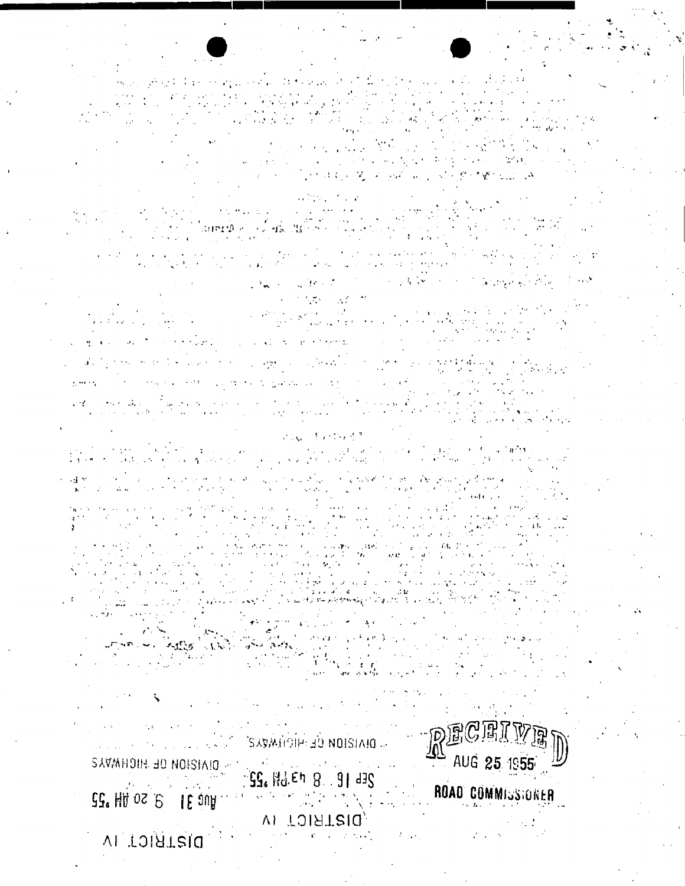RECEIVED
AUG 25 1955
ROAD COMMISSIONER

DIVISION OF HIGHWAYS
Sep 16 8 43 PM '55
DISTRICT IV

DIVISION OF HIGHWAYS
Aug 31 9 20 AM '55
DISTRICT IV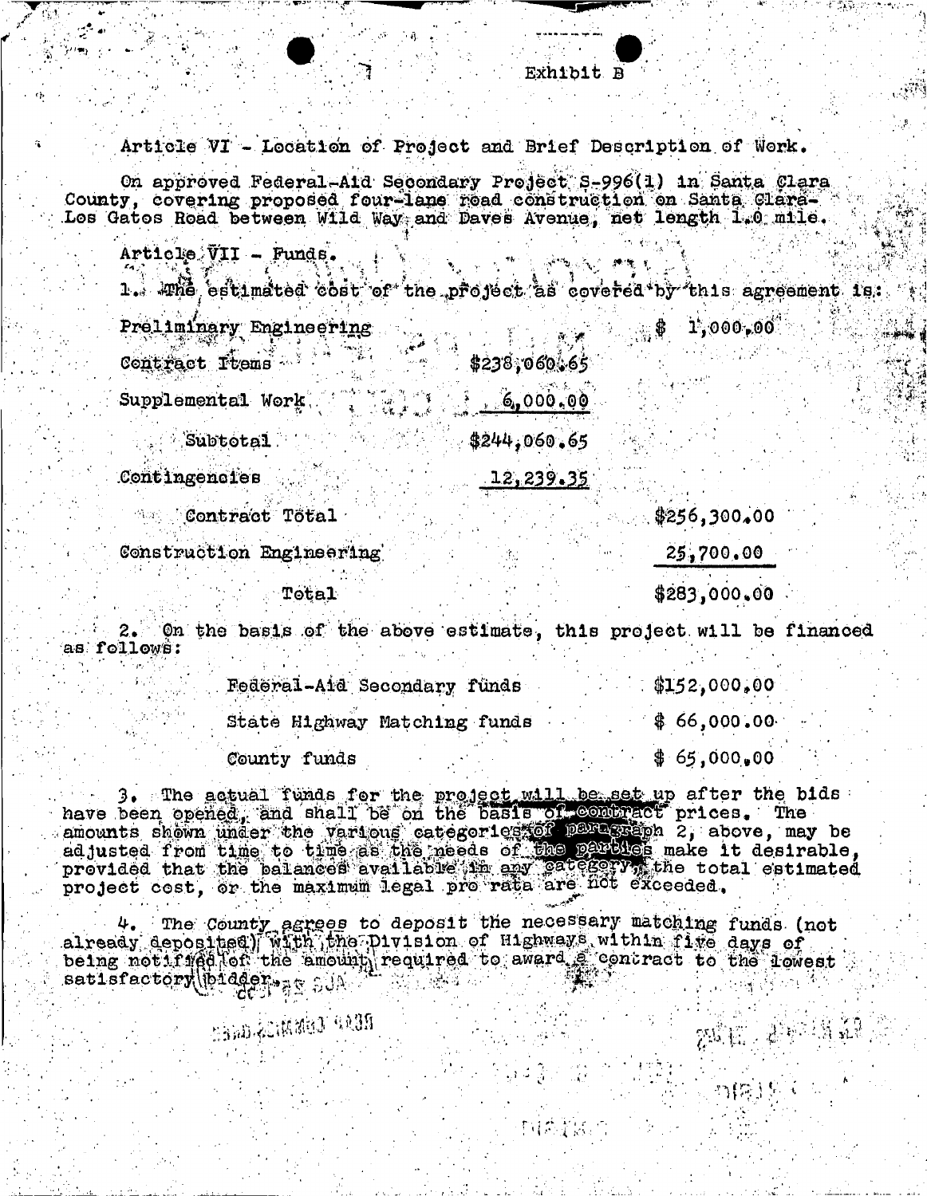Exhibit B

Article VI - Location of Project and Brief Description of Work.

On approved Federal-Aid Secondary Project S-996(1) in Santa Clara County, covering proposed four-lane road construction on Santa Clara-Los Gatos Road between Wild Way and Daves Avenue, net length 1.0 mile.

Article VII - Funds.

1. The estimated cost of the project as covered by this agreement is:

| | | |
|---|---|---|
| Preliminary Engineering | | $ 1,000.00 |
| Contract Items | $238,060.65 | |
| Supplemental Work | 6,000.00 | |
| Subtotal | $244,060.65 | |
| Contingencies | 12,239.35 | |
| Contract Total | | $256,300.00 |
| Construction Engineering | | 25,700.00 |
| Total | | $283,000.00 |

2. On the basis of the above estimate, this project will be financed as follows:

| | |
|---|---|
| Federal-Aid Secondary funds | $152,000.00 |
| State Highway Matching funds | $ 66,000.00 |
| County funds | $ 65,000.00 |

3. The actual funds for the project will be set up after the bids have been opened, and shall be on the basis of contract prices. The amounts shown under the various categories of paragraph 2, above, may be adjusted from time to time as the needs of the parties make it desirable, provided that the balances available in any category, the total estimated project cost, or the maximum legal pro rata are not exceeded.

4. The County agrees to deposit the necessary matching funds (not already deposited) with the Division of Highways within five days of being notified of the amount required to award a contract to the lowest satisfactory bidder.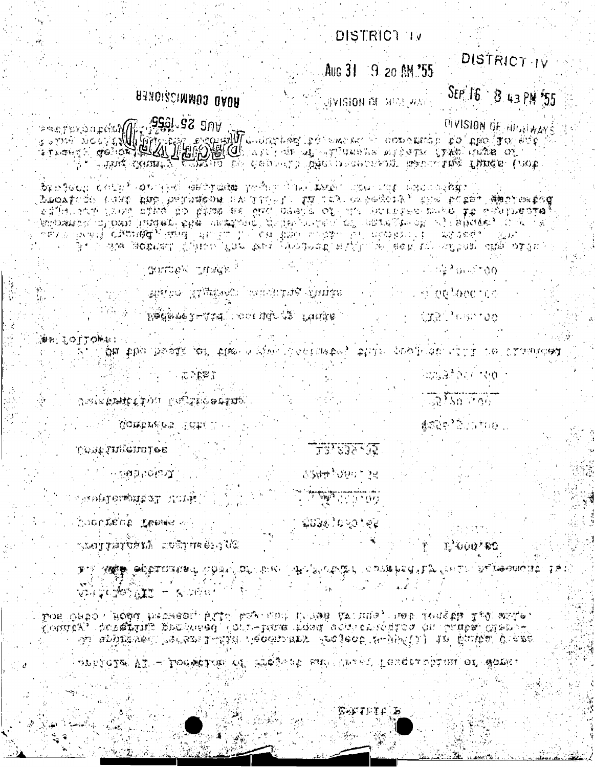DISTRICT IV

AUG 31 9 20 AM '55

DISTRICT IV

SEP 16 8 43 PM '55

DIVISION OF HIGHWAYS